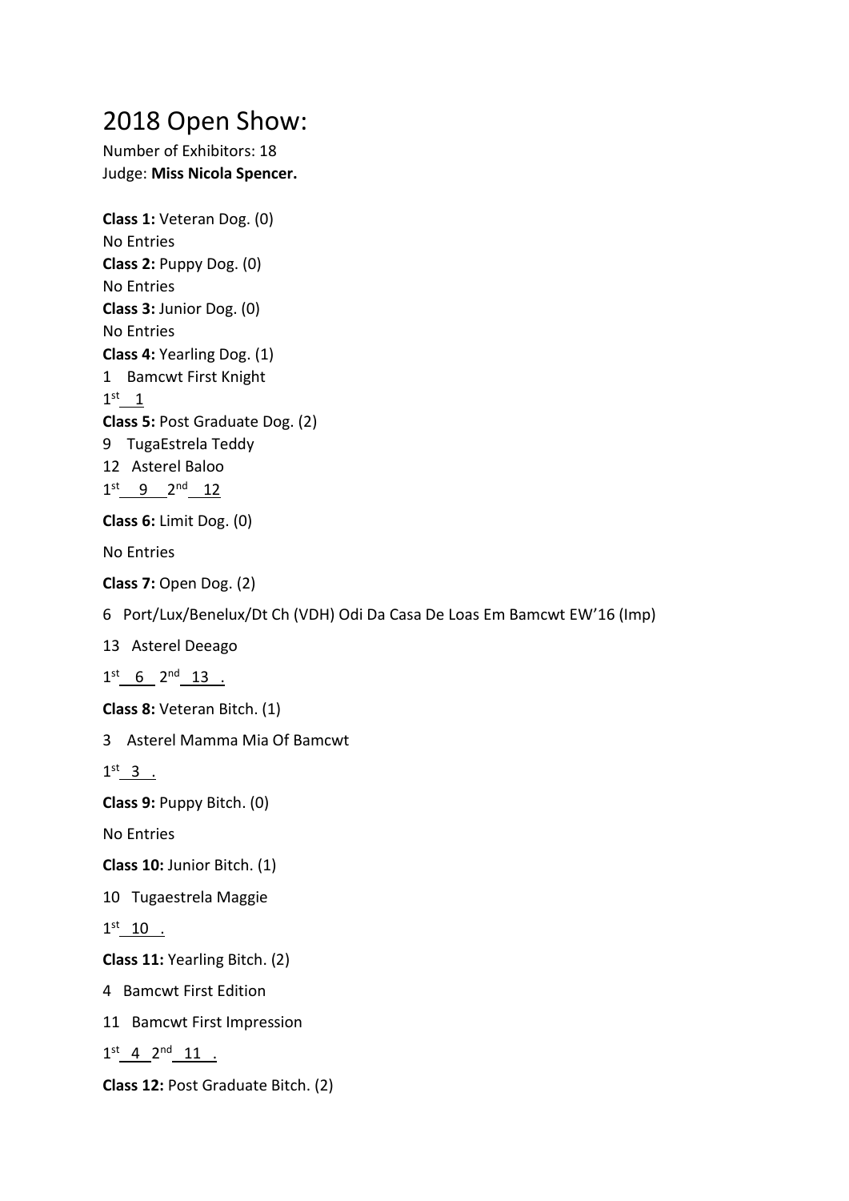# 2018 Open Show:

Number of Exhibitors: 18

Judge: **Miss Nicola Spencer.**

**Class 1:** Veteran Dog. (0)

No Entries

**Class 2:** Puppy Dog. (0)

No Entries

**Class 3:** Junior Dog. (0)

No Entries

**Class 4:** Yearling Dog. (1)

1 Bamcwt First Knight

1st 1

**Class 5:** Post Graduate Dog. (2)

9 TugaEstrela Teddy

12 Asterel Baloo

1st 9 2nd 12

**Class 6:** Limit Dog. (0)

No Entries

**Class 7:** Open Dog. (2)

6 Port/Lux/Benelux/Dt Ch (VDH) Odi Da Casa De Loas Em Bamcwt EW'16 (Imp)

13 Asterel Deeago

1st 6 2nd 13 .

**Class 8:** Veteran Bitch. (1)

3 Asterel Mamma Mia Of Bamcwt

1st 3 .

**Class 9:** Puppy Bitch. (0)

No Entries

**Class 10:** Junior Bitch. (1)

10 Tugaestrela Maggie

1st 10 .

**Class 11:** Yearling Bitch. (2)

4 Bamcwt First Edition

11 Bamcwt First Impression

1st 4 2nd 11 .

**Class 12:** Post Graduate Bitch. (2)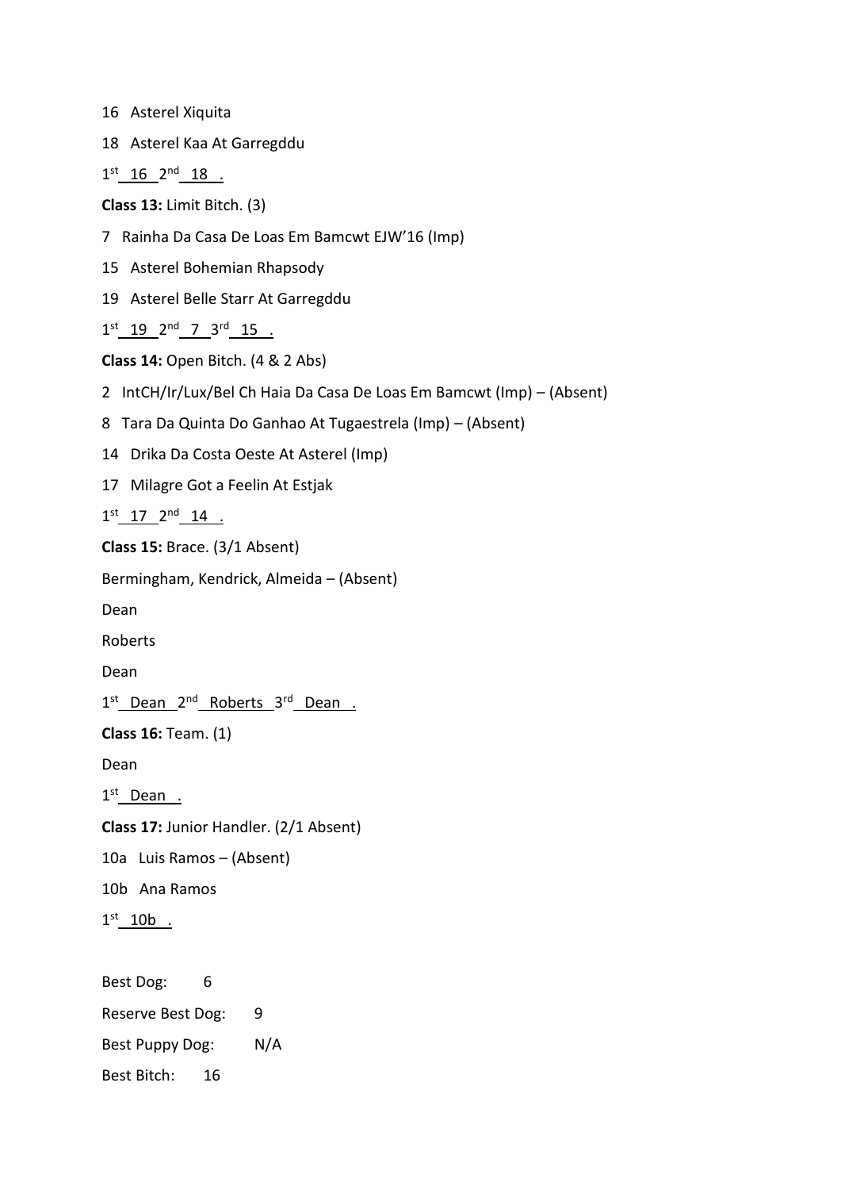16 Asterel Xiquita

18 Asterel Kaa At Garregddu

1st 16 2nd 18 .

**Class 13:** Limit Bitch. (3)

7 Rainha Da Casa De Loas Em Bamcwt EJW'16 (Imp)

15 Asterel Bohemian Rhapsody

19 Asterel Belle Starr At Garregddu

1st 19 2nd 7 3rd 15 .

**Class 14:** Open Bitch. (4 & 2 Abs)

2 IntCH/Ir/Lux/Bel Ch Haia Da Casa De Loas Em Bamcwt (Imp) – (Absent)

8 Tara Da Quinta Do Ganhao At Tugaestrela (Imp) – (Absent)

14 Drika Da Costa Oeste At Asterel (Imp)

17 Milagre Got a Feelin At Estjak

1st 17 2nd 14 .

**Class 15:** Brace. (3/1 Absent)

Bermingham, Kendrick, Almeida – (Absent)

Dean

Roberts

Dean

1st Dean 2nd Roberts 3rd Dean .

**Class 16:** Team. (1)

Dean

1st Dean .

**Class 17:** Junior Handler. (2/1 Absent)

10a Luis Ramos – (Absent)

10b Ana Ramos

1st 10b .

Best Dog: 6

Reserve Best Dog: 9

Best Puppy Dog: N/A

Best Bitch: 16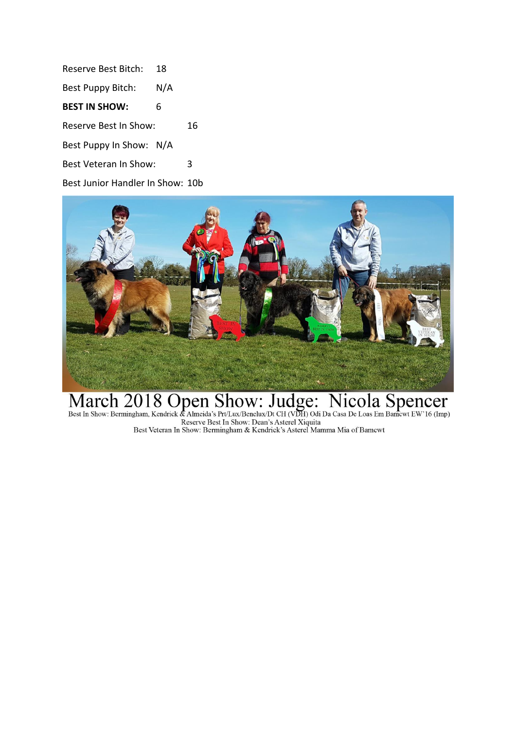Reserve Best Bitch: 18

Best Puppy Bitch: N/A

**BEST IN SHOW:** 6

Reserve Best In Show: 16

Best Puppy In Show: N/A

Best Veteran In Show: 3

Best Junior Handler In Show: 10b

# March 2018 Open Show: Judge: Nicola Spencer

Best In Show: Bermingham, Kendrick & Almeida's Prt/Lux/Benelux/Dt CH (VDH) Odi Da Casa De Loas Em Bamcwt EW'16 (Imp)
Reserve Best In Show: Dean's Asterel Xiquita
Best Veteran In Show: Bermingham & Kendrick's Asterel Mamma Mia of Bamcwt